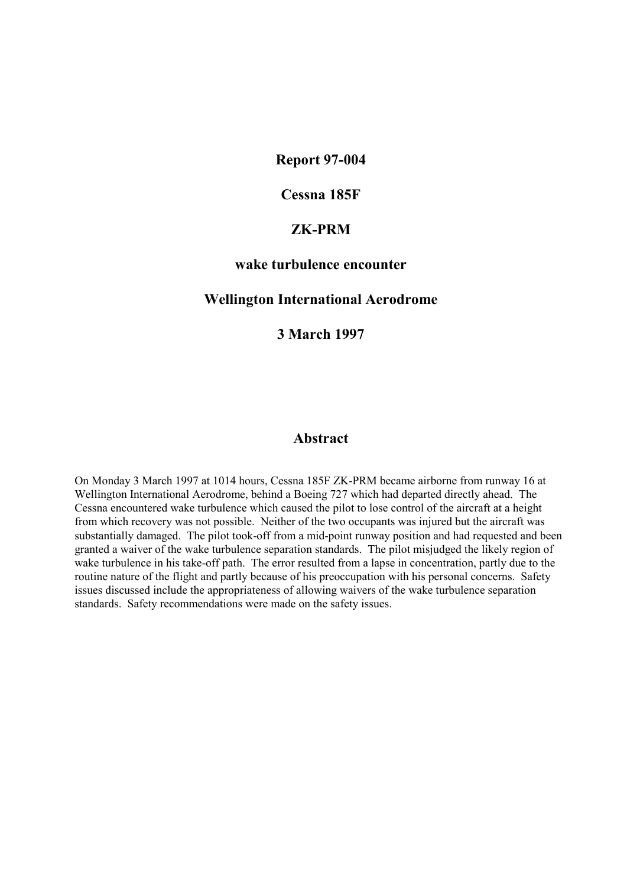# Report 97-004

# Cessna 185F

# ZK-PRM

# wake turbulence encounter

# Wellington International Aerodrome

# 3 March 1997

## Abstract

On Monday 3 March 1997 at 1014 hours, Cessna 185F ZK-PRM became airborne from runway 16 at Wellington International Aerodrome, behind a Boeing 727 which had departed directly ahead. The Cessna encountered wake turbulence which caused the pilot to lose control of the aircraft at a height from which recovery was not possible. Neither of the two occupants was injured but the aircraft was substantially damaged. The pilot took-off from a mid-point runway position and had requested and been granted a waiver of the wake turbulence separation standards. The pilot misjudged the likely region of wake turbulence in his take-off path. The error resulted from a lapse in concentration, partly due to the routine nature of the flight and partly because of his preoccupation with his personal concerns. Safety issues discussed include the appropriateness of allowing waivers of the wake turbulence separation standards. Safety recommendations were made on the safety issues.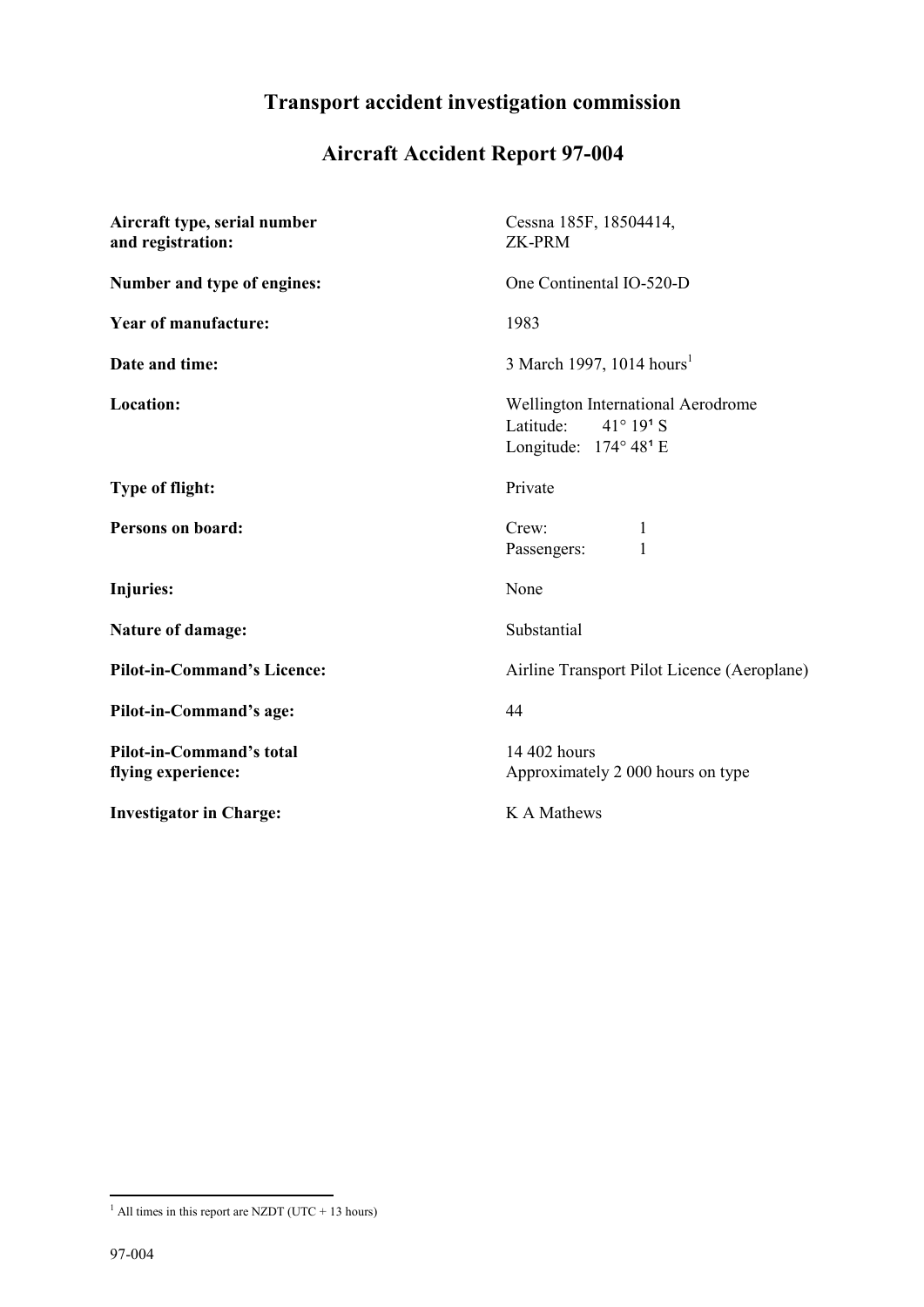# Transport accident investigation commission

## Aircraft Accident Report 97-004

| | |
|---|---|
| **Aircraft type, serial number and registration:** | Cessna 185F, 18504414, ZK-PRM |
| **Number and type of engines:** | One Continental IO-520-D |
| **Year of manufacture:** | 1983 |
| **Date and time:** | 3 March 1997, 1014 hours[1] |
| **Location:** | Wellington International Aerodrome<br>Latitude: 41° 19' S<br>Longitude: 174° 48' E |
| **Type of flight:** | Private |
| **Persons on board:** | Crew: 1<br>Passengers: 1 |
| **Injuries:** | None |
| **Nature of damage:** | Substantial |
| **Pilot-in-Command's Licence:** | Airline Transport Pilot Licence (Aeroplane) |
| **Pilot-in-Command's age:** | 44 |
| **Pilot-in-Command's total flying experience:** | 14 402 hours<br>Approximately 2 000 hours on type |
| **Investigator in Charge:** | K A Mathews |

[1] All times in this report are NZDT (UTC + 13 hours)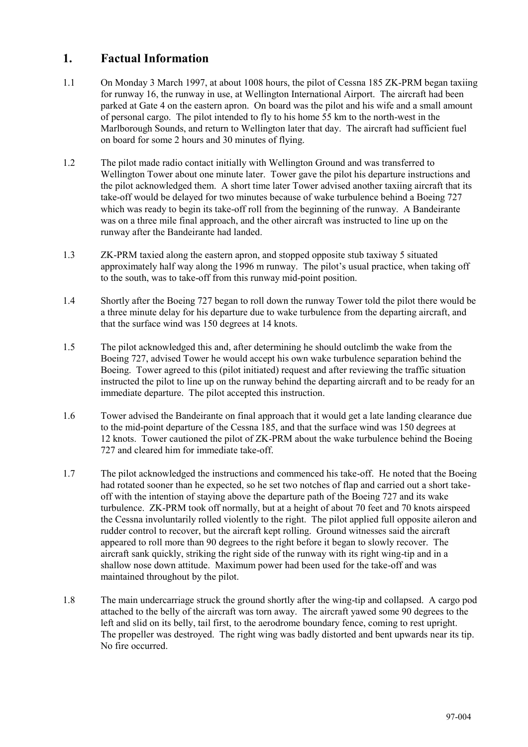## 1. Factual Information

1.1 On Monday 3 March 1997, at about 1008 hours, the pilot of Cessna 185 ZK-PRM began taxiing for runway 16, the runway in use, at Wellington International Airport. The aircraft had been parked at Gate 4 on the eastern apron. On board was the pilot and his wife and a small amount of personal cargo. The pilot intended to fly to his home 55 km to the north-west in the Marlborough Sounds, and return to Wellington later that day. The aircraft had sufficient fuel on board for some 2 hours and 30 minutes of flying.

1.2 The pilot made radio contact initially with Wellington Ground and was transferred to Wellington Tower about one minute later. Tower gave the pilot his departure instructions and the pilot acknowledged them. A short time later Tower advised another taxiing aircraft that its take-off would be delayed for two minutes because of wake turbulence behind a Boeing 727 which was ready to begin its take-off roll from the beginning of the runway. A Bandeirante was on a three mile final approach, and the other aircraft was instructed to line up on the runway after the Bandeirante had landed.

1.3 ZK-PRM taxied along the eastern apron, and stopped opposite stub taxiway 5 situated approximately half way along the 1996 m runway. The pilot's usual practice, when taking off to the south, was to take-off from this runway mid-point position.

1.4 Shortly after the Boeing 727 began to roll down the runway Tower told the pilot there would be a three minute delay for his departure due to wake turbulence from the departing aircraft, and that the surface wind was 150 degrees at 14 knots.

1.5 The pilot acknowledged this and, after determining he should outclimb the wake from the Boeing 727, advised Tower he would accept his own wake turbulence separation behind the Boeing. Tower agreed to this (pilot initiated) request and after reviewing the traffic situation instructed the pilot to line up on the runway behind the departing aircraft and to be ready for an immediate departure. The pilot accepted this instruction.

1.6 Tower advised the Bandeirante on final approach that it would get a late landing clearance due to the mid-point departure of the Cessna 185, and that the surface wind was 150 degrees at 12 knots. Tower cautioned the pilot of ZK-PRM about the wake turbulence behind the Boeing 727 and cleared him for immediate take-off.

1.7 The pilot acknowledged the instructions and commenced his take-off. He noted that the Boeing had rotated sooner than he expected, so he set two notches of flap and carried out a short take-off with the intention of staying above the departure path of the Boeing 727 and its wake turbulence. ZK-PRM took off normally, but at a height of about 70 feet and 70 knots airspeed the Cessna involuntarily rolled violently to the right. The pilot applied full opposite aileron and rudder control to recover, but the aircraft kept rolling. Ground witnesses said the aircraft appeared to roll more than 90 degrees to the right before it began to slowly recover. The aircraft sank quickly, striking the right side of the runway with its right wing-tip and in a shallow nose down attitude. Maximum power had been used for the take-off and was maintained throughout by the pilot.

1.8 The main undercarriage struck the ground shortly after the wing-tip and collapsed. A cargo pod attached to the belly of the aircraft was torn away. The aircraft yawed some 90 degrees to the left and slid on its belly, tail first, to the aerodrome boundary fence, coming to rest upright. The propeller was destroyed. The right wing was badly distorted and bent upwards near its tip. No fire occurred.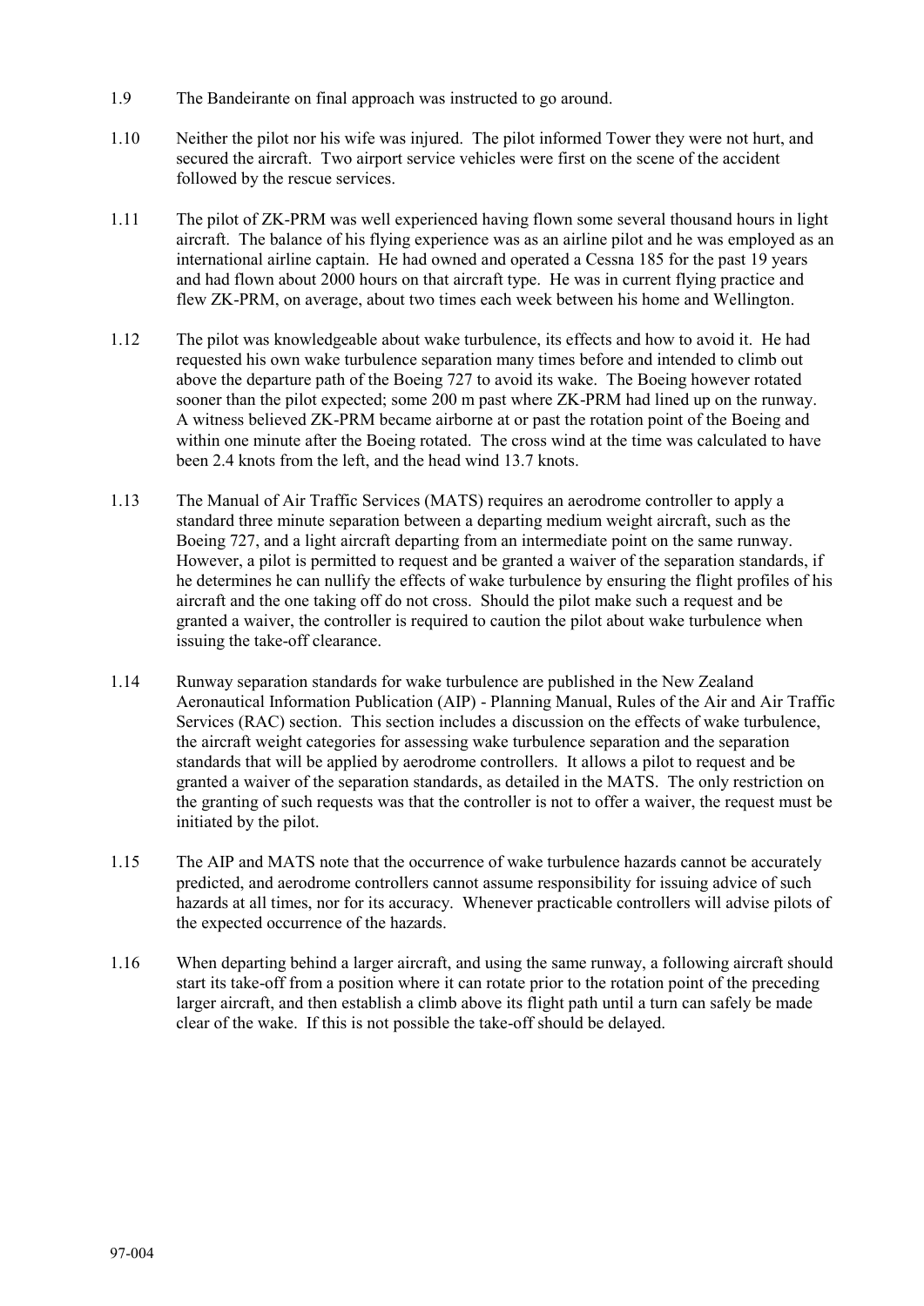1.9 The Bandeirante on final approach was instructed to go around.

1.10 Neither the pilot nor his wife was injured. The pilot informed Tower they were not hurt, and secured the aircraft. Two airport service vehicles were first on the scene of the accident followed by the rescue services.

1.11 The pilot of ZK-PRM was well experienced having flown some several thousand hours in light aircraft. The balance of his flying experience was as an airline pilot and he was employed as an international airline captain. He had owned and operated a Cessna 185 for the past 19 years and had flown about 2000 hours on that aircraft type. He was in current flying practice and flew ZK-PRM, on average, about two times each week between his home and Wellington.

1.12 The pilot was knowledgeable about wake turbulence, its effects and how to avoid it. He had requested his own wake turbulence separation many times before and intended to climb out above the departure path of the Boeing 727 to avoid its wake. The Boeing however rotated sooner than the pilot expected; some 200 m past where ZK-PRM had lined up on the runway. A witness believed ZK-PRM became airborne at or past the rotation point of the Boeing and within one minute after the Boeing rotated. The cross wind at the time was calculated to have been 2.4 knots from the left, and the head wind 13.7 knots.

1.13 The Manual of Air Traffic Services (MATS) requires an aerodrome controller to apply a standard three minute separation between a departing medium weight aircraft, such as the Boeing 727, and a light aircraft departing from an intermediate point on the same runway. However, a pilot is permitted to request and be granted a waiver of the separation standards, if he determines he can nullify the effects of wake turbulence by ensuring the flight profiles of his aircraft and the one taking off do not cross. Should the pilot make such a request and be granted a waiver, the controller is required to caution the pilot about wake turbulence when issuing the take-off clearance.

1.14 Runway separation standards for wake turbulence are published in the New Zealand Aeronautical Information Publication (AIP) - Planning Manual, Rules of the Air and Air Traffic Services (RAC) section. This section includes a discussion on the effects of wake turbulence, the aircraft weight categories for assessing wake turbulence separation and the separation standards that will be applied by aerodrome controllers. It allows a pilot to request and be granted a waiver of the separation standards, as detailed in the MATS. The only restriction on the granting of such requests was that the controller is not to offer a waiver, the request must be initiated by the pilot.

1.15 The AIP and MATS note that the occurrence of wake turbulence hazards cannot be accurately predicted, and aerodrome controllers cannot assume responsibility for issuing advice of such hazards at all times, nor for its accuracy. Whenever practicable controllers will advise pilots of the expected occurrence of the hazards.

1.16 When departing behind a larger aircraft, and using the same runway, a following aircraft should start its take-off from a position where it can rotate prior to the rotation point of the preceding larger aircraft, and then establish a climb above its flight path until a turn can safely be made clear of the wake. If this is not possible the take-off should be delayed.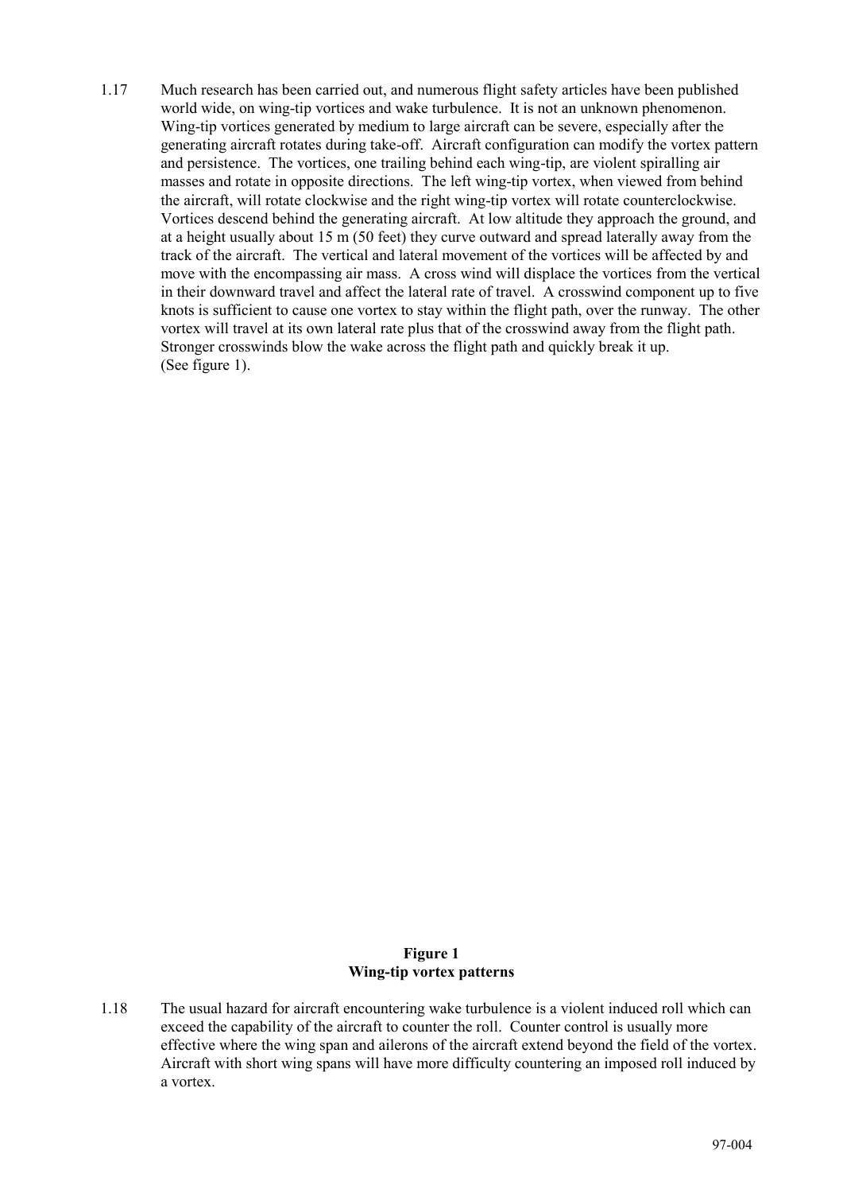1.17 Much research has been carried out, and numerous flight safety articles have been published world wide, on wing-tip vortices and wake turbulence. It is not an unknown phenomenon. Wing-tip vortices generated by medium to large aircraft can be severe, especially after the generating aircraft rotates during take-off. Aircraft configuration can modify the vortex pattern and persistence. The vortices, one trailing behind each wing-tip, are violent spiralling air masses and rotate in opposite directions. The left wing-tip vortex, when viewed from behind the aircraft, will rotate clockwise and the right wing-tip vortex will rotate counterclockwise. Vortices descend behind the generating aircraft. At low altitude they approach the ground, and at a height usually about 15 m (50 feet) they curve outward and spread laterally away from the track of the aircraft. The vertical and lateral movement of the vortices will be affected by and move with the encompassing air mass. A cross wind will displace the vortices from the vertical in their downward travel and affect the lateral rate of travel. A crosswind component up to five knots is sufficient to cause one vortex to stay within the flight path, over the runway. The other vortex will travel at its own lateral rate plus that of the crosswind away from the flight path. Stronger crosswinds blow the wake across the flight path and quickly break it up. (See figure 1).

**Figure 1**
**Wing-tip vortex patterns**

1.18 The usual hazard for aircraft encountering wake turbulence is a violent induced roll which can exceed the capability of the aircraft to counter the roll. Counter control is usually more effective where the wing span and ailerons of the aircraft extend beyond the field of the vortex. Aircraft with short wing spans will have more difficulty countering an imposed roll induced by a vortex.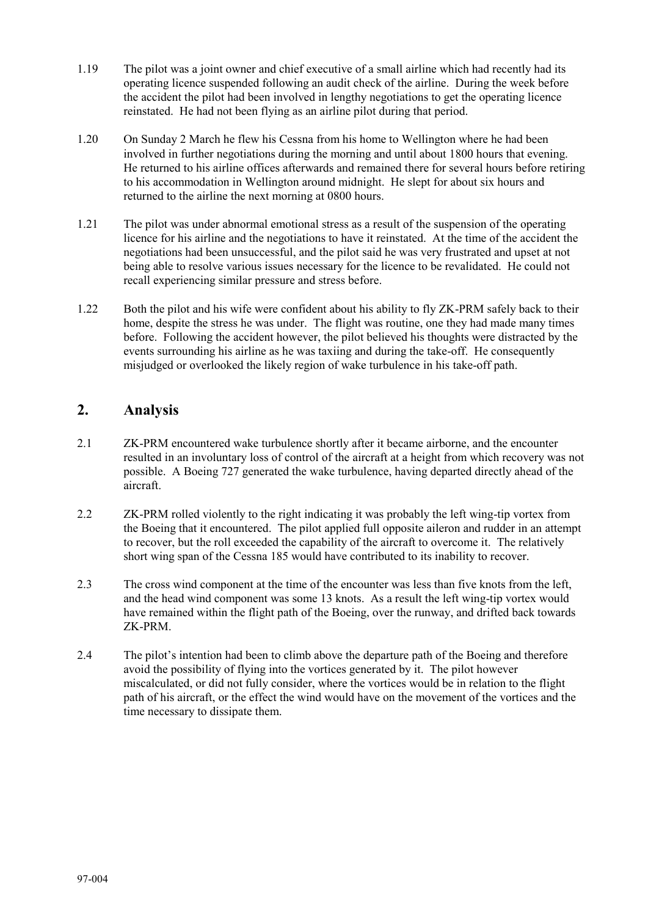1.19 The pilot was a joint owner and chief executive of a small airline which had recently had its operating licence suspended following an audit check of the airline. During the week before the accident the pilot had been involved in lengthy negotiations to get the operating licence reinstated. He had not been flying as an airline pilot during that period.

1.20 On Sunday 2 March he flew his Cessna from his home to Wellington where he had been involved in further negotiations during the morning and until about 1800 hours that evening. He returned to his airline offices afterwards and remained there for several hours before retiring to his accommodation in Wellington around midnight. He slept for about six hours and returned to the airline the next morning at 0800 hours.

1.21 The pilot was under abnormal emotional stress as a result of the suspension of the operating licence for his airline and the negotiations to have it reinstated. At the time of the accident the negotiations had been unsuccessful, and the pilot said he was very frustrated and upset at not being able to resolve various issues necessary for the licence to be revalidated. He could not recall experiencing similar pressure and stress before.

1.22 Both the pilot and his wife were confident about his ability to fly ZK-PRM safely back to their home, despite the stress he was under. The flight was routine, one they had made many times before. Following the accident however, the pilot believed his thoughts were distracted by the events surrounding his airline as he was taxiing and during the take-off. He consequently misjudged or overlooked the likely region of wake turbulence in his take-off path.

## 2. Analysis

2.1 ZK-PRM encountered wake turbulence shortly after it became airborne, and the encounter resulted in an involuntary loss of control of the aircraft at a height from which recovery was not possible. A Boeing 727 generated the wake turbulence, having departed directly ahead of the aircraft.

2.2 ZK-PRM rolled violently to the right indicating it was probably the left wing-tip vortex from the Boeing that it encountered. The pilot applied full opposite aileron and rudder in an attempt to recover, but the roll exceeded the capability of the aircraft to overcome it. The relatively short wing span of the Cessna 185 would have contributed to its inability to recover.

2.3 The cross wind component at the time of the encounter was less than five knots from the left, and the head wind component was some 13 knots. As a result the left wing-tip vortex would have remained within the flight path of the Boeing, over the runway, and drifted back towards ZK-PRM.

2.4 The pilot's intention had been to climb above the departure path of the Boeing and therefore avoid the possibility of flying into the vortices generated by it. The pilot however miscalculated, or did not fully consider, where the vortices would be in relation to the flight path of his aircraft, or the effect the wind would have on the movement of the vortices and the time necessary to dissipate them.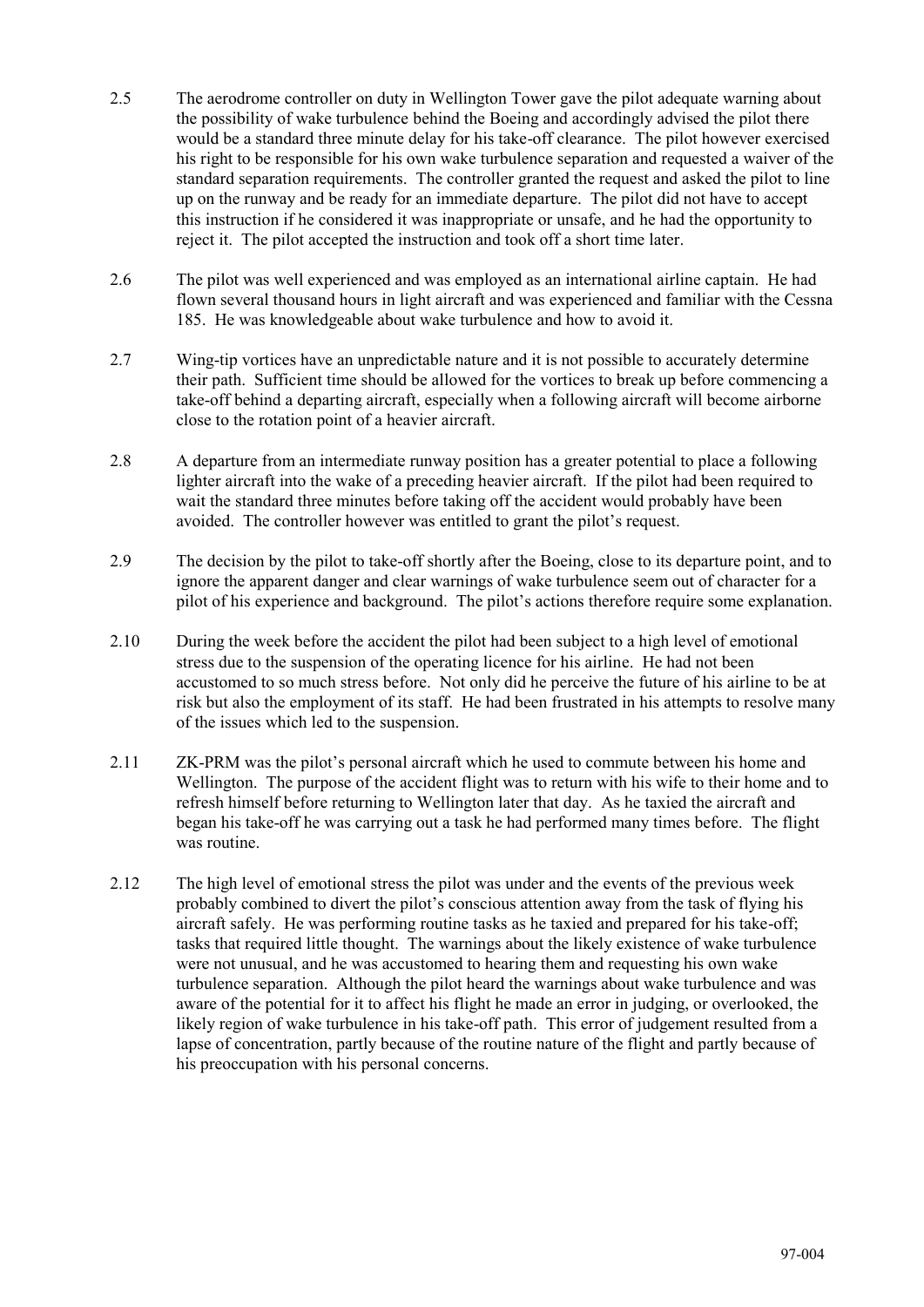2.5 The aerodrome controller on duty in Wellington Tower gave the pilot adequate warning about the possibility of wake turbulence behind the Boeing and accordingly advised the pilot there would be a standard three minute delay for his take-off clearance. The pilot however exercised his right to be responsible for his own wake turbulence separation and requested a waiver of the standard separation requirements. The controller granted the request and asked the pilot to line up on the runway and be ready for an immediate departure. The pilot did not have to accept this instruction if he considered it was inappropriate or unsafe, and he had the opportunity to reject it. The pilot accepted the instruction and took off a short time later.

2.6 The pilot was well experienced and was employed as an international airline captain. He had flown several thousand hours in light aircraft and was experienced and familiar with the Cessna 185. He was knowledgeable about wake turbulence and how to avoid it.

2.7 Wing-tip vortices have an unpredictable nature and it is not possible to accurately determine their path. Sufficient time should be allowed for the vortices to break up before commencing a take-off behind a departing aircraft, especially when a following aircraft will become airborne close to the rotation point of a heavier aircraft.

2.8 A departure from an intermediate runway position has a greater potential to place a following lighter aircraft into the wake of a preceding heavier aircraft. If the pilot had been required to wait the standard three minutes before taking off the accident would probably have been avoided. The controller however was entitled to grant the pilot's request.

2.9 The decision by the pilot to take-off shortly after the Boeing, close to its departure point, and to ignore the apparent danger and clear warnings of wake turbulence seem out of character for a pilot of his experience and background. The pilot's actions therefore require some explanation.

2.10 During the week before the accident the pilot had been subject to a high level of emotional stress due to the suspension of the operating licence for his airline. He had not been accustomed to so much stress before. Not only did he perceive the future of his airline to be at risk but also the employment of its staff. He had been frustrated in his attempts to resolve many of the issues which led to the suspension.

2.11 ZK-PRM was the pilot's personal aircraft which he used to commute between his home and Wellington. The purpose of the accident flight was to return with his wife to their home and to refresh himself before returning to Wellington later that day. As he taxied the aircraft and began his take-off he was carrying out a task he had performed many times before. The flight was routine.

2.12 The high level of emotional stress the pilot was under and the events of the previous week probably combined to divert the pilot's conscious attention away from the task of flying his aircraft safely. He was performing routine tasks as he taxied and prepared for his take-off; tasks that required little thought. The warnings about the likely existence of wake turbulence were not unusual, and he was accustomed to hearing them and requesting his own wake turbulence separation. Although the pilot heard the warnings about wake turbulence and was aware of the potential for it to affect his flight he made an error in judging, or overlooked, the likely region of wake turbulence in his take-off path. This error of judgement resulted from a lapse of concentration, partly because of the routine nature of the flight and partly because of his preoccupation with his personal concerns.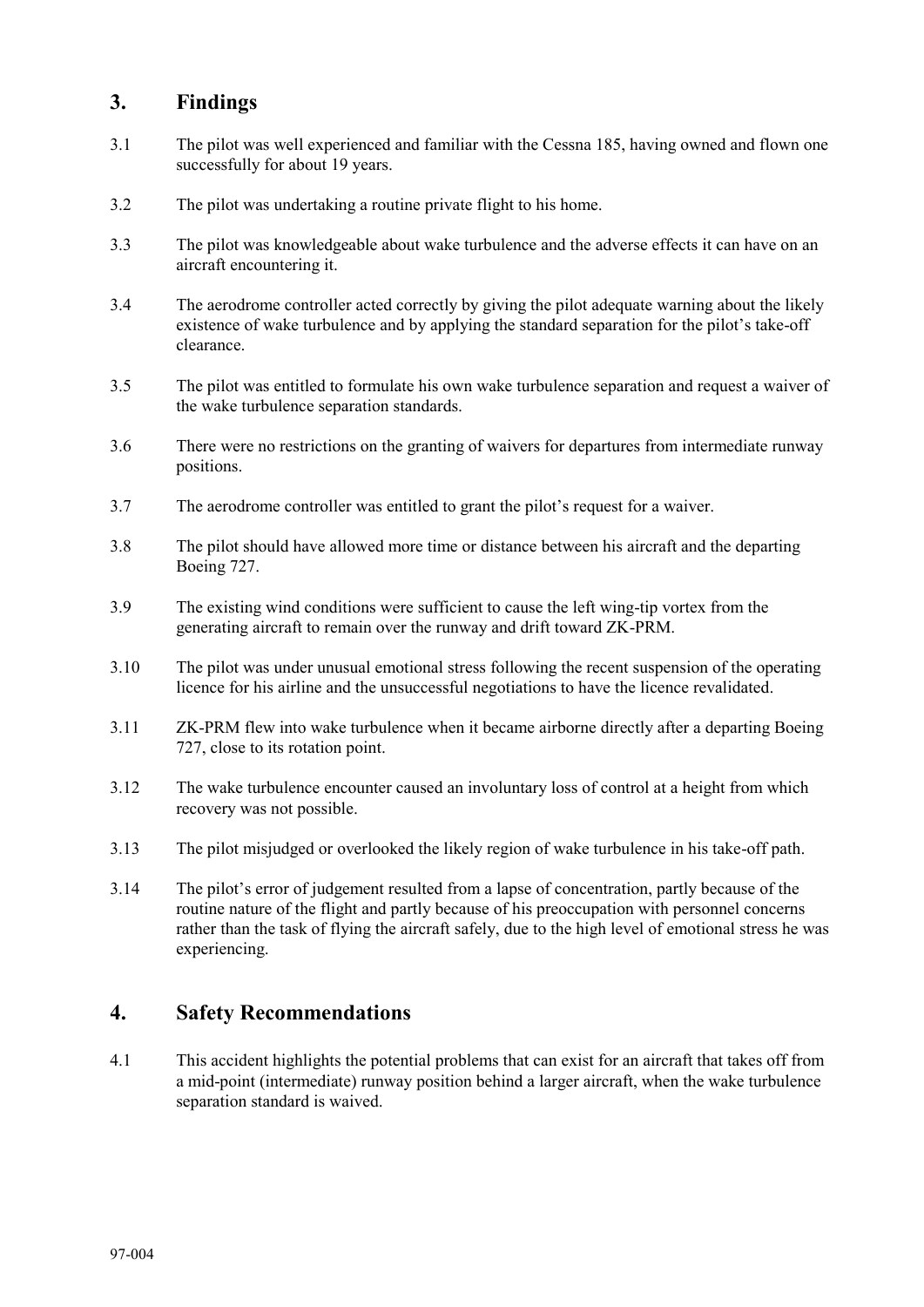## 3. Findings

3.1 The pilot was well experienced and familiar with the Cessna 185, having owned and flown one successfully for about 19 years.

3.2 The pilot was undertaking a routine private flight to his home.

3.3 The pilot was knowledgeable about wake turbulence and the adverse effects it can have on an aircraft encountering it.

3.4 The aerodrome controller acted correctly by giving the pilot adequate warning about the likely existence of wake turbulence and by applying the standard separation for the pilot's take-off clearance.

3.5 The pilot was entitled to formulate his own wake turbulence separation and request a waiver of the wake turbulence separation standards.

3.6 There were no restrictions on the granting of waivers for departures from intermediate runway positions.

3.7 The aerodrome controller was entitled to grant the pilot's request for a waiver.

3.8 The pilot should have allowed more time or distance between his aircraft and the departing Boeing 727.

3.9 The existing wind conditions were sufficient to cause the left wing-tip vortex from the generating aircraft to remain over the runway and drift toward ZK-PRM.

3.10 The pilot was under unusual emotional stress following the recent suspension of the operating licence for his airline and the unsuccessful negotiations to have the licence revalidated.

3.11 ZK-PRM flew into wake turbulence when it became airborne directly after a departing Boeing 727, close to its rotation point.

3.12 The wake turbulence encounter caused an involuntary loss of control at a height from which recovery was not possible.

3.13 The pilot misjudged or overlooked the likely region of wake turbulence in his take-off path.

3.14 The pilot's error of judgement resulted from a lapse of concentration, partly because of the routine nature of the flight and partly because of his preoccupation with personnel concerns rather than the task of flying the aircraft safely, due to the high level of emotional stress he was experiencing.

## 4. Safety Recommendations

4.1 This accident highlights the potential problems that can exist for an aircraft that takes off from a mid-point (intermediate) runway position behind a larger aircraft, when the wake turbulence separation standard is waived.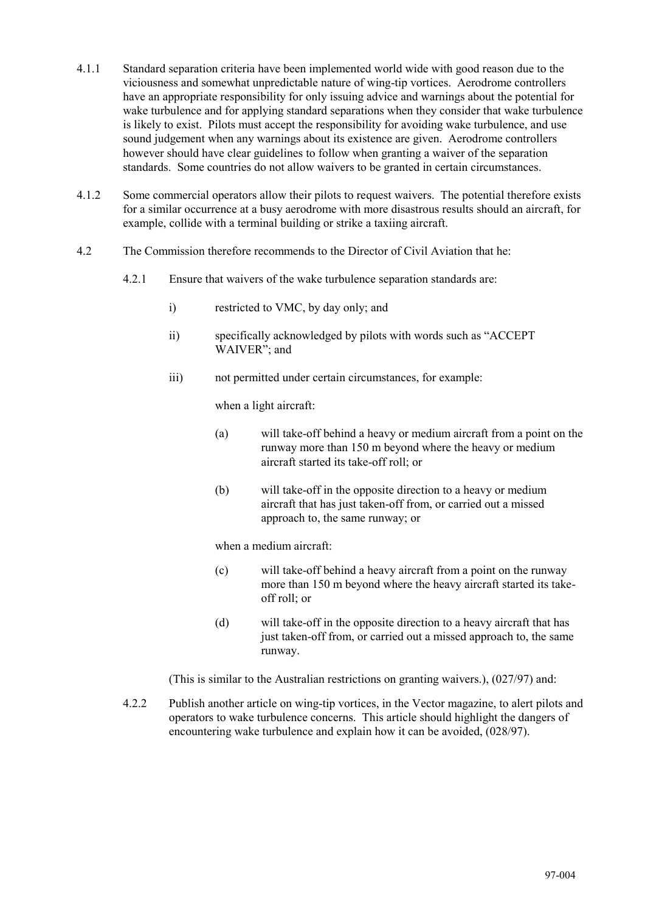4.1.1 Standard separation criteria have been implemented world wide with good reason due to the viciousness and somewhat unpredictable nature of wing-tip vortices. Aerodrome controllers have an appropriate responsibility for only issuing advice and warnings about the potential for wake turbulence and for applying standard separations when they consider that wake turbulence is likely to exist. Pilots must accept the responsibility for avoiding wake turbulence, and use sound judgement when any warnings about its existence are given. Aerodrome controllers however should have clear guidelines to follow when granting a waiver of the separation standards. Some countries do not allow waivers to be granted in certain circumstances.

4.1.2 Some commercial operators allow their pilots to request waivers. The potential therefore exists for a similar occurrence at a busy aerodrome with more disastrous results should an aircraft, for example, collide with a terminal building or strike a taxiing aircraft.

4.2 The Commission therefore recommends to the Director of Civil Aviation that he:

4.2.1 Ensure that waivers of the wake turbulence separation standards are:

i) restricted to VMC, by day only; and

ii) specifically acknowledged by pilots with words such as "ACCEPT WAIVER"; and

iii) not permitted under certain circumstances, for example:

when a light aircraft:

(a) will take-off behind a heavy or medium aircraft from a point on the runway more than 150 m beyond where the heavy or medium aircraft started its take-off roll; or

(b) will take-off in the opposite direction to a heavy or medium aircraft that has just taken-off from, or carried out a missed approach to, the same runway; or

when a medium aircraft:

(c) will take-off behind a heavy aircraft from a point on the runway more than 150 m beyond where the heavy aircraft started its take-off roll; or

(d) will take-off in the opposite direction to a heavy aircraft that has just taken-off from, or carried out a missed approach to, the same runway.

(This is similar to the Australian restrictions on granting waivers.), (027/97) and:

4.2.2 Publish another article on wing-tip vortices, in the Vector magazine, to alert pilots and operators to wake turbulence concerns. This article should highlight the dangers of encountering wake turbulence and explain how it can be avoided, (028/97).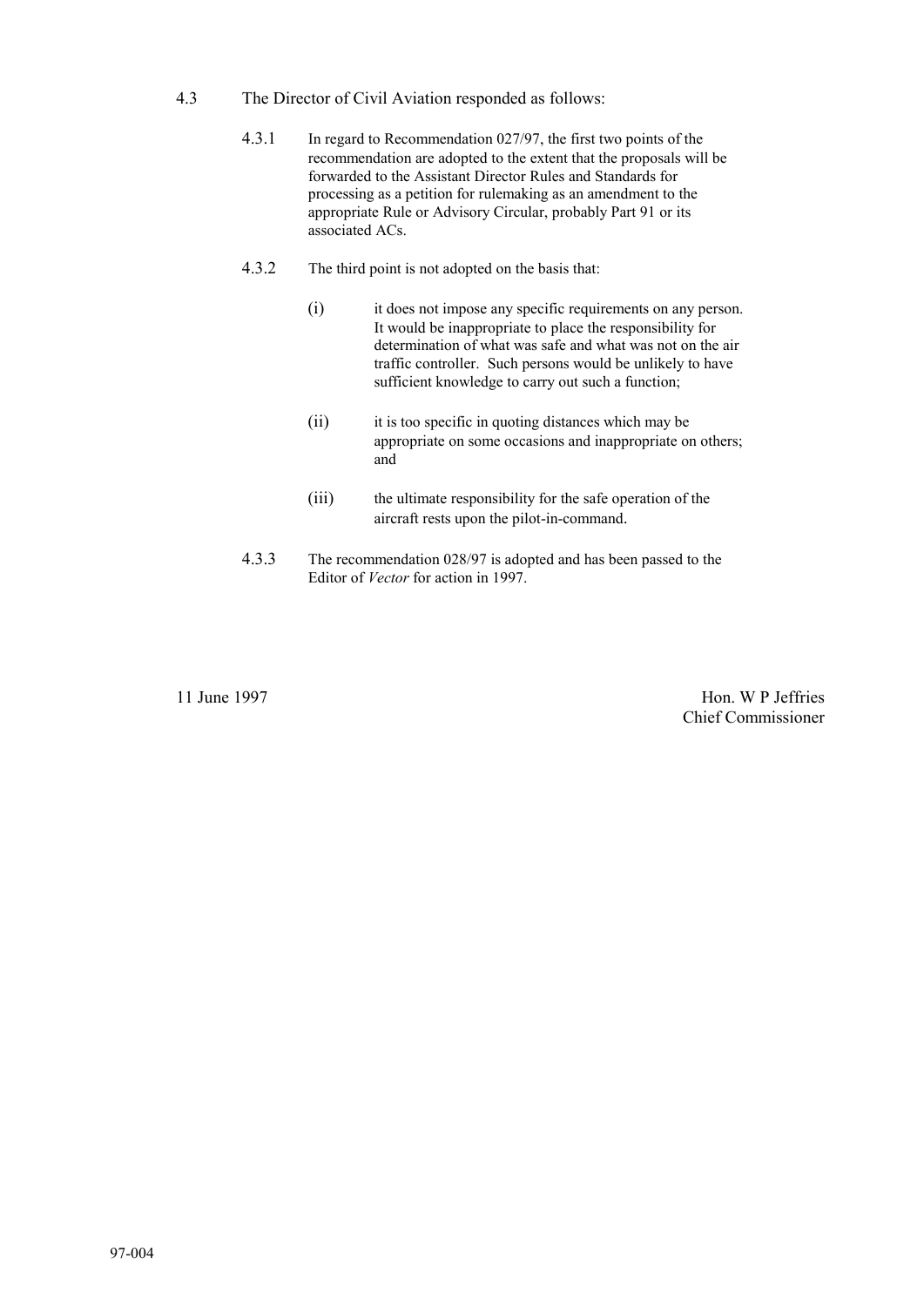4.3 The Director of Civil Aviation responded as follows:

4.3.1 In regard to Recommendation 027/97, the first two points of the recommendation are adopted to the extent that the proposals will be forwarded to the Assistant Director Rules and Standards for processing as a petition for rulemaking as an amendment to the appropriate Rule or Advisory Circular, probably Part 91 or its associated ACs.

4.3.2 The third point is not adopted on the basis that:

(i) it does not impose any specific requirements on any person. It would be inappropriate to place the responsibility for determination of what was safe and what was not on the air traffic controller. Such persons would be unlikely to have sufficient knowledge to carry out such a function;

(ii) it is too specific in quoting distances which may be appropriate on some occasions and inappropriate on others; and

(iii) the ultimate responsibility for the safe operation of the aircraft rests upon the pilot-in-command.

4.3.3 The recommendation 028/97 is adopted and has been passed to the Editor of *Vector* for action in 1997.

11 June 1997

Hon. W P Jeffries
Chief Commissioner

97-004